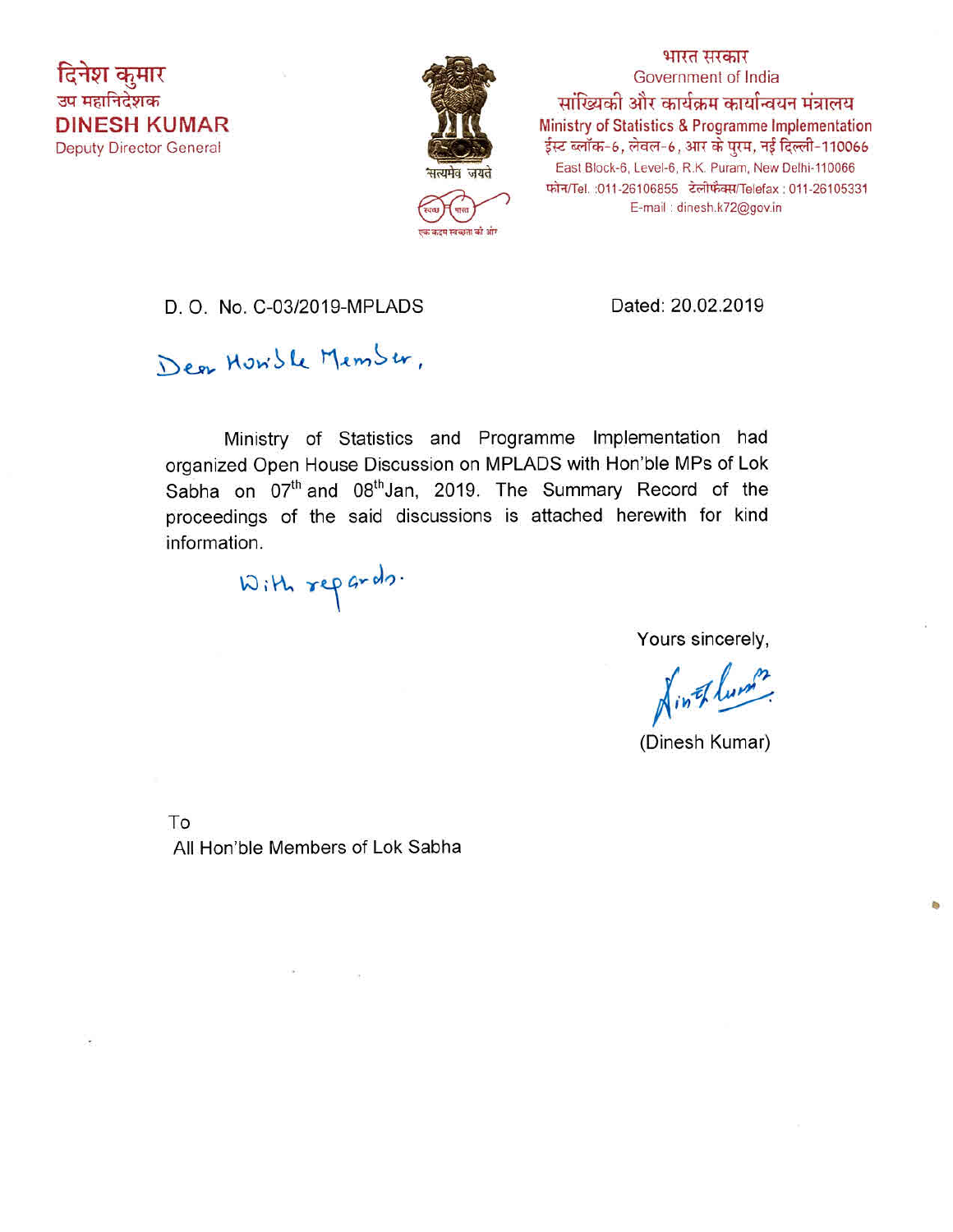दिनेश कुमार
उप महानिदेशक
**DINESH KUMAR**
Deputy Director General

सत्यमेव जयते

स्वच्छ भारत
एक कदम स्वच्छता की ओर

भारत सरकार
Government of India
सांख्यिकी और कार्यक्रम कार्यान्वयन मंत्रालय
**Ministry of Statistics & Programme Implementation**
ईस्ट ब्लॉक-6, लेवल-6, आर के पुरम, नई दिल्ली-110066
East Block-6, Level-6, R.K. Puram, New Delhi-110066
फोन/Tel. :011-26106855 टेलीफैक्स/Telefax : 011-26105331
E-mail : dinesh.k72@gov.in

D. O. No. C-03/2019-MPLADS

Dated: 20.02.2019

Dear Hon'ble Member,

Ministry of Statistics and Programme Implementation had organized Open House Discussion on MPLADS with Hon'ble MPs of Lok Sabha on 07th and 08th Jan, 2019. The Summary Record of the proceedings of the said discussions is attached herewith for kind information.

With regards.

Yours sincerely,

(Dinesh Kumar)

To
All Hon'ble Members of Lok Sabha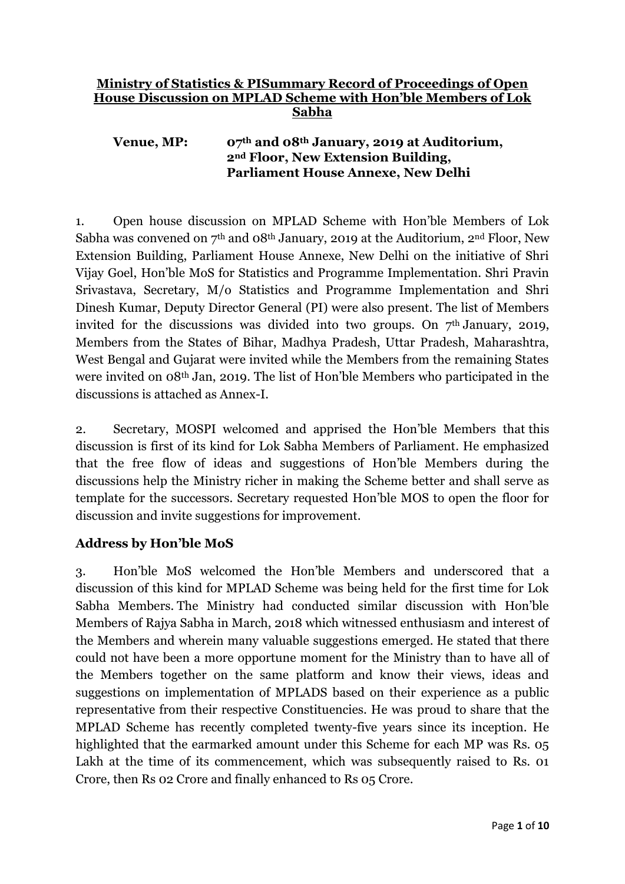**Ministry of Statistics & PISummary Record of Proceedings of Open House Discussion on MPLAD Scheme with Hon'ble Members of Lok Sabha**

**Venue, MP: 07th and 08th January, 2019 at Auditorium, 2nd Floor, New Extension Building, Parliament House Annexe, New Delhi**

1. Open house discussion on MPLAD Scheme with Hon'ble Members of Lok Sabha was convened on 7th and 08th January, 2019 at the Auditorium, 2nd Floor, New Extension Building, Parliament House Annexe, New Delhi on the initiative of Shri Vijay Goel, Hon'ble MoS for Statistics and Programme Implementation. Shri Pravin Srivastava, Secretary, M/o Statistics and Programme Implementation and Shri Dinesh Kumar, Deputy Director General (PI) were also present. The list of Members invited for the discussions was divided into two groups. On 7th January, 2019, Members from the States of Bihar, Madhya Pradesh, Uttar Pradesh, Maharashtra, West Bengal and Gujarat were invited while the Members from the remaining States were invited on 08th Jan, 2019. The list of Hon'ble Members who participated in the discussions is attached as Annex-I.

2. Secretary, MOSPI welcomed and apprised the Hon'ble Members that this discussion is first of its kind for Lok Sabha Members of Parliament. He emphasized that the free flow of ideas and suggestions of Hon'ble Members during the discussions help the Ministry richer in making the Scheme better and shall serve as template for the successors. Secretary requested Hon'ble MOS to open the floor for discussion and invite suggestions for improvement.

### Address by Hon'ble MoS

3. Hon'ble MoS welcomed the Hon'ble Members and underscored that a discussion of this kind for MPLAD Scheme was being held for the first time for Lok Sabha Members. The Ministry had conducted similar discussion with Hon'ble Members of Rajya Sabha in March, 2018 which witnessed enthusiasm and interest of the Members and wherein many valuable suggestions emerged. He stated that there could not have been a more opportune moment for the Ministry than to have all of the Members together on the same platform and know their views, ideas and suggestions on implementation of MPLADS based on their experience as a public representative from their respective Constituencies. He was proud to share that the MPLAD Scheme has recently completed twenty-five years since its inception. He highlighted that the earmarked amount under this Scheme for each MP was Rs. 05 Lakh at the time of its commencement, which was subsequently raised to Rs. 01 Crore, then Rs 02 Crore and finally enhanced to Rs 05 Crore.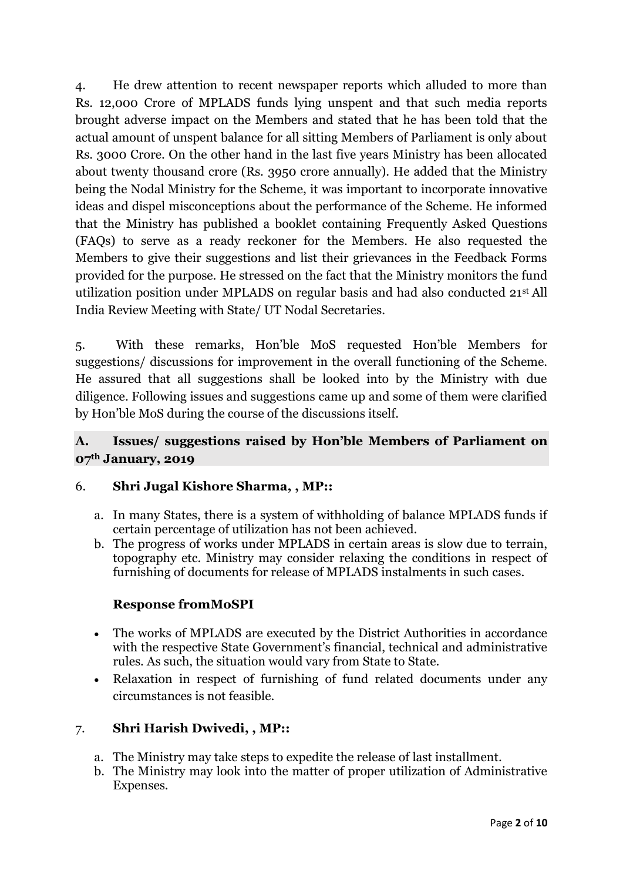4. He drew attention to recent newspaper reports which alluded to more than Rs. 12,000 Crore of MPLADS funds lying unspent and that such media reports brought adverse impact on the Members and stated that he has been told that the actual amount of unspent balance for all sitting Members of Parliament is only about Rs. 3000 Crore. On the other hand in the last five years Ministry has been allocated about twenty thousand crore (Rs. 3950 crore annually). He added that the Ministry being the Nodal Ministry for the Scheme, it was important to incorporate innovative ideas and dispel misconceptions about the performance of the Scheme. He informed that the Ministry has published a booklet containing Frequently Asked Questions (FAQs) to serve as a ready reckoner for the Members. He also requested the Members to give their suggestions and list their grievances in the Feedback Forms provided for the purpose. He stressed on the fact that the Ministry monitors the fund utilization position under MPLADS on regular basis and had also conducted 21st All India Review Meeting with State/ UT Nodal Secretaries.

5. With these remarks, Hon'ble MoS requested Hon'ble Members for suggestions/ discussions for improvement in the overall functioning of the Scheme. He assured that all suggestions shall be looked into by the Ministry with due diligence. Following issues and suggestions came up and some of them were clarified by Hon'ble MoS during the course of the discussions itself.

## A. Issues/ suggestions raised by Hon'ble Members of Parliament on 07th January, 2019

6. **Shri Jugal Kishore Sharma, , MP::**

   a. In many States, there is a system of withholding of balance MPLADS funds if certain percentage of utilization has not been achieved.
   b. The progress of works under MPLADS in certain areas is slow due to terrain, topography etc. Ministry may consider relaxing the conditions in respect of furnishing of documents for release of MPLADS instalments in such cases.

   **Response fromMoSPI**

   - The works of MPLADS are executed by the District Authorities in accordance with the respective State Government's financial, technical and administrative rules. As such, the situation would vary from State to State.
   - Relaxation in respect of furnishing of fund related documents under any circumstances is not feasible.

7. **Shri Harish Dwivedi, , MP::**

   a. The Ministry may take steps to expedite the release of last installment.
   b. The Ministry may look into the matter of proper utilization of Administrative Expenses.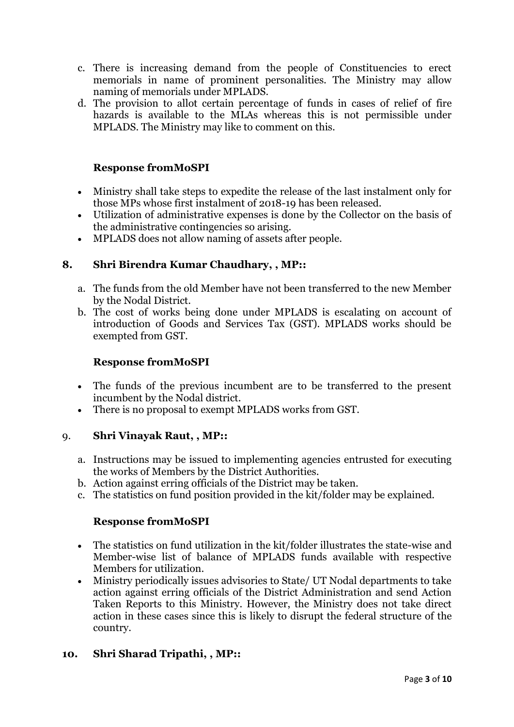c. There is increasing demand from the people of Constituencies to erect memorials in name of prominent personalities. The Ministry may allow naming of memorials under MPLADS.
d. The provision to allot certain percentage of funds in cases of relief of fire hazards is available to the MLAs whereas this is not permissible under MPLADS. The Ministry may like to comment on this.

**Response fromMoSPI**

- Ministry shall take steps to expedite the release of the last instalment only for those MPs whose first instalment of 2018-19 has been released.
- Utilization of administrative expenses is done by the Collector on the basis of the administrative contingencies so arising.
- MPLADS does not allow naming of assets after people.

**8. Shri Birendra Kumar Chaudhary, , MP::**

a. The funds from the old Member have not been transferred to the new Member by the Nodal District.
b. The cost of works being done under MPLADS is escalating on account of introduction of Goods and Services Tax (GST). MPLADS works should be exempted from GST.

**Response fromMoSPI**

- The funds of the previous incumbent are to be transferred to the present incumbent by the Nodal district.
- There is no proposal to exempt MPLADS works from GST.

9. **Shri Vinayak Raut, , MP::**

a. Instructions may be issued to implementing agencies entrusted for executing the works of Members by the District Authorities.
b. Action against erring officials of the District may be taken.
c. The statistics on fund position provided in the kit/folder may be explained.

**Response fromMoSPI**

- The statistics on fund utilization in the kit/folder illustrates the state-wise and Member-wise list of balance of MPLADS funds available with respective Members for utilization.
- Ministry periodically issues advisories to State/ UT Nodal departments to take action against erring officials of the District Administration and send Action Taken Reports to this Ministry. However, the Ministry does not take direct action in these cases since this is likely to disrupt the federal structure of the country.

**10. Shri Sharad Tripathi, , MP::**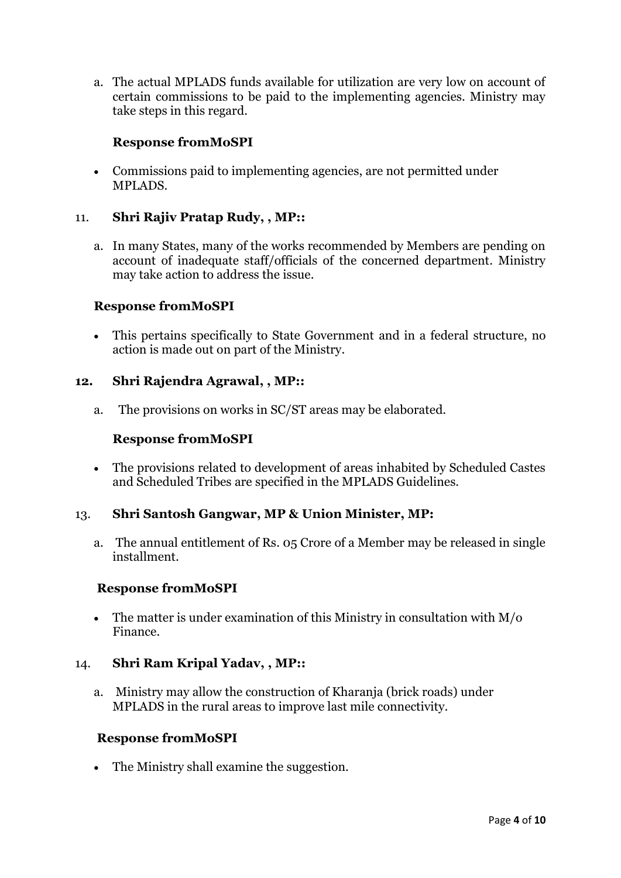a. The actual MPLADS funds available for utilization are very low on account of certain commissions to be paid to the implementing agencies. Ministry may take steps in this regard.

**Response fromMoSPI**

- Commissions paid to implementing agencies, are not permitted under MPLADS.

11. **Shri Rajiv Pratap Rudy, , MP::**

a. In many States, many of the works recommended by Members are pending on account of inadequate staff/officials of the concerned department. Ministry may take action to address the issue.

**Response fromMoSPI**

- This pertains specifically to State Government and in a federal structure, no action is made out on part of the Ministry.

**12. Shri Rajendra Agrawal, , MP::**

a. The provisions on works in SC/ST areas may be elaborated.

**Response fromMoSPI**

- The provisions related to development of areas inhabited by Scheduled Castes and Scheduled Tribes are specified in the MPLADS Guidelines.

13. **Shri Santosh Gangwar, MP & Union Minister, MP:**

a. The annual entitlement of Rs. 05 Crore of a Member may be released in single installment.

**Response fromMoSPI**

- The matter is under examination of this Ministry in consultation with M/o Finance.

14. **Shri Ram Kripal Yadav, , MP::**

a. Ministry may allow the construction of Kharanja (brick roads) under MPLADS in the rural areas to improve last mile connectivity.

**Response fromMoSPI**

- The Ministry shall examine the suggestion.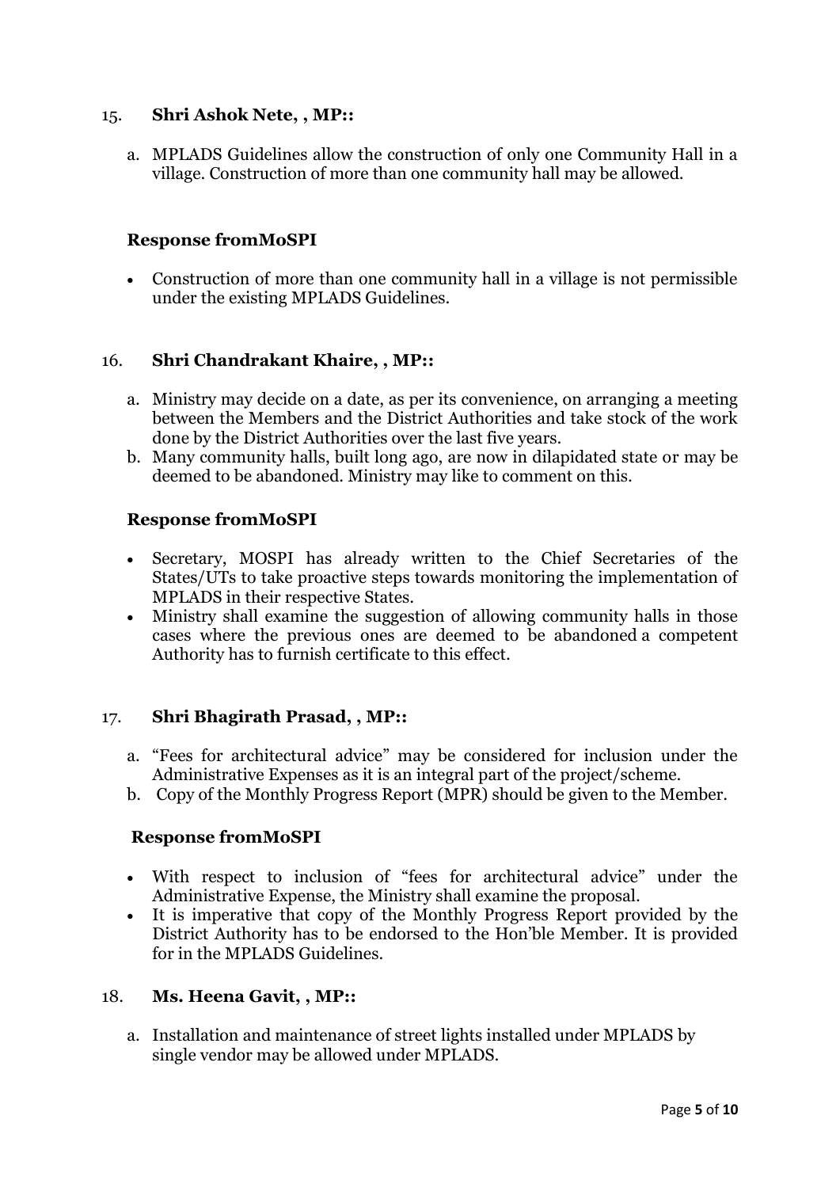15. **Shri Ashok Nete, , MP::**

    a. MPLADS Guidelines allow the construction of only one Community Hall in a village. Construction of more than one community hall may be allowed.

**Response fromMoSPI**

- Construction of more than one community hall in a village is not permissible under the existing MPLADS Guidelines.

16. **Shri Chandrakant Khaire, , MP::**

    a. Ministry may decide on a date, as per its convenience, on arranging a meeting between the Members and the District Authorities and take stock of the work done by the District Authorities over the last five years.
    b. Many community halls, built long ago, are now in dilapidated state or may be deemed to be abandoned. Ministry may like to comment on this.

**Response fromMoSPI**

- Secretary, MOSPI has already written to the Chief Secretaries of the States/UTs to take proactive steps towards monitoring the implementation of MPLADS in their respective States.
- Ministry shall examine the suggestion of allowing community halls in those cases where the previous ones are deemed to be abandoned a competent Authority has to furnish certificate to this effect.

17. **Shri Bhagirath Prasad, , MP::**

    a. "Fees for architectural advice" may be considered for inclusion under the Administrative Expenses as it is an integral part of the project/scheme.
    b. Copy of the Monthly Progress Report (MPR) should be given to the Member.

**Response fromMoSPI**

- With respect to inclusion of "fees for architectural advice" under the Administrative Expense, the Ministry shall examine the proposal.
- It is imperative that copy of the Monthly Progress Report provided by the District Authority has to be endorsed to the Hon'ble Member. It is provided for in the MPLADS Guidelines.

18. **Ms. Heena Gavit, , MP::**

    a. Installation and maintenance of street lights installed under MPLADS by single vendor may be allowed under MPLADS.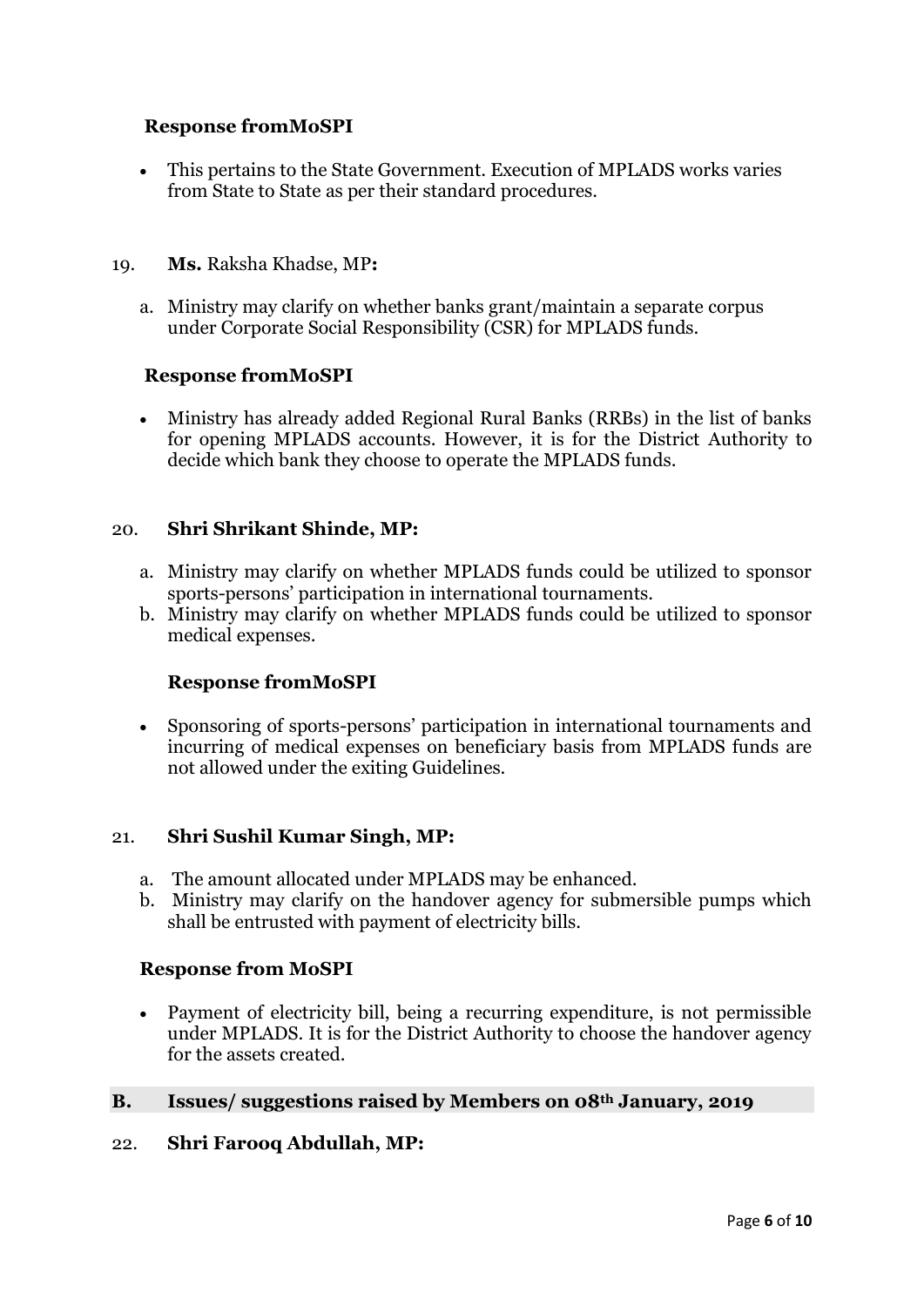**Response fromMoSPI**

- This pertains to the State Government. Execution of MPLADS works varies from State to State as per their standard procedures.

19. **Ms.** Raksha Khadse, MP**:**

    a. Ministry may clarify on whether banks grant/maintain a separate corpus under Corporate Social Responsibility (CSR) for MPLADS funds.

**Response fromMoSPI**

- Ministry has already added Regional Rural Banks (RRBs) in the list of banks for opening MPLADS accounts. However, it is for the District Authority to decide which bank they choose to operate the MPLADS funds.

20. **Shri Shrikant Shinde, MP:**

    a. Ministry may clarify on whether MPLADS funds could be utilized to sponsor sports-persons' participation in international tournaments.
    b. Ministry may clarify on whether MPLADS funds could be utilized to sponsor medical expenses.

**Response fromMoSPI**

- Sponsoring of sports-persons' participation in international tournaments and incurring of medical expenses on beneficiary basis from MPLADS funds are not allowed under the exiting Guidelines.

21. **Shri Sushil Kumar Singh, MP:**

    a. The amount allocated under MPLADS may be enhanced.
    b. Ministry may clarify on the handover agency for submersible pumps which shall be entrusted with payment of electricity bills.

**Response from MoSPI**

- Payment of electricity bill, being a recurring expenditure, is not permissible under MPLADS. It is for the District Authority to choose the handover agency for the assets created.

## B. Issues/ suggestions raised by Members on 08th January, 2019

22. **Shri Farooq Abdullah, MP:**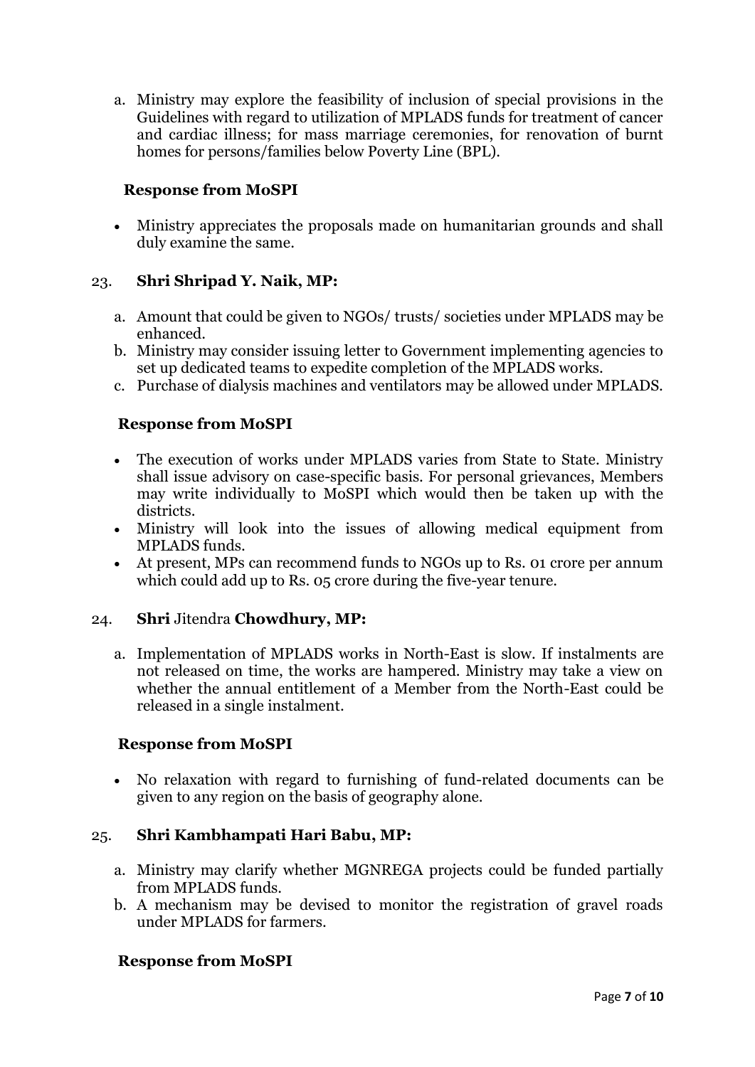a. Ministry may explore the feasibility of inclusion of special provisions in the Guidelines with regard to utilization of MPLADS funds for treatment of cancer and cardiac illness; for mass marriage ceremonies, for renovation of burnt homes for persons/families below Poverty Line (BPL).

**Response from MoSPI**

- Ministry appreciates the proposals made on humanitarian grounds and shall duly examine the same.

23. **Shri Shripad Y. Naik, MP:**

a. Amount that could be given to NGOs/ trusts/ societies under MPLADS may be enhanced.
b. Ministry may consider issuing letter to Government implementing agencies to set up dedicated teams to expedite completion of the MPLADS works.
c. Purchase of dialysis machines and ventilators may be allowed under MPLADS.

**Response from MoSPI**

- The execution of works under MPLADS varies from State to State. Ministry shall issue advisory on case-specific basis. For personal grievances, Members may write individually to MoSPI which would then be taken up with the districts.
- Ministry will look into the issues of allowing medical equipment from MPLADS funds.
- At present, MPs can recommend funds to NGOs up to Rs. 01 crore per annum which could add up to Rs. 05 crore during the five-year tenure.

24. **Shri** Jitendra **Chowdhury, MP:**

a. Implementation of MPLADS works in North-East is slow. If instalments are not released on time, the works are hampered. Ministry may take a view on whether the annual entitlement of a Member from the North-East could be released in a single instalment.

**Response from MoSPI**

- No relaxation with regard to furnishing of fund-related documents can be given to any region on the basis of geography alone.

25. **Shri Kambhampati Hari Babu, MP:**

a. Ministry may clarify whether MGNREGA projects could be funded partially from MPLADS funds.
b. A mechanism may be devised to monitor the registration of gravel roads under MPLADS for farmers.

**Response from MoSPI**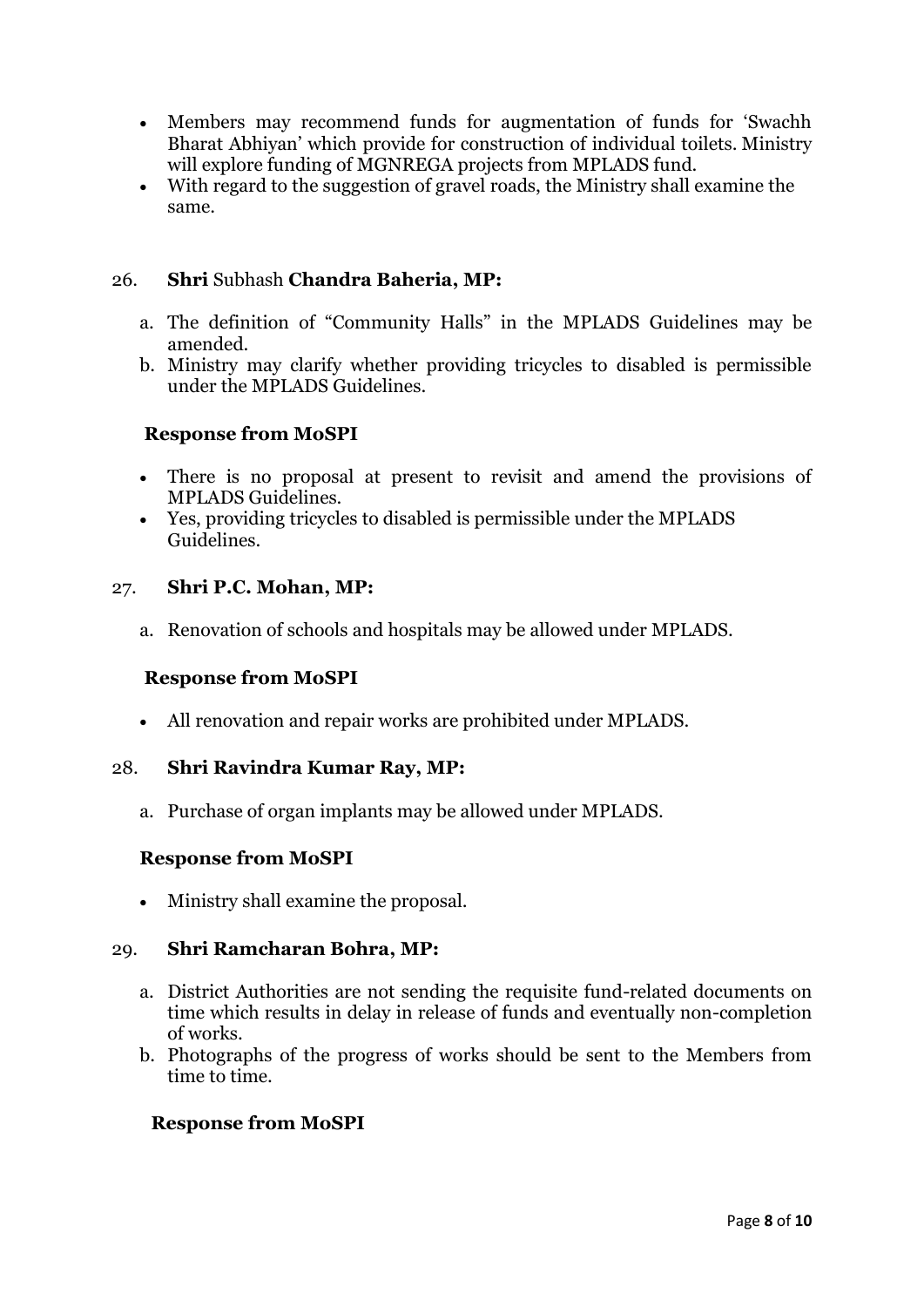- Members may recommend funds for augmentation of funds for 'Swachh Bharat Abhiyan' which provide for construction of individual toilets. Ministry will explore funding of MGNREGA projects from MPLADS fund.
- With regard to the suggestion of gravel roads, the Ministry shall examine the same.

26. **Shri** Subhash **Chandra Baheria, MP:**

    a. The definition of "Community Halls" in the MPLADS Guidelines may be amended.

    b. Ministry may clarify whether providing tricycles to disabled is permissible under the MPLADS Guidelines.

    **Response from MoSPI**

    - There is no proposal at present to revisit and amend the provisions of MPLADS Guidelines.
    - Yes, providing tricycles to disabled is permissible under the MPLADS Guidelines.

27. **Shri P.C. Mohan, MP:**

    a. Renovation of schools and hospitals may be allowed under MPLADS.

    **Response from MoSPI**

    - All renovation and repair works are prohibited under MPLADS.

28. **Shri Ravindra Kumar Ray, MP:**

    a. Purchase of organ implants may be allowed under MPLADS.

    **Response from MoSPI**

    - Ministry shall examine the proposal.

29. **Shri Ramcharan Bohra, MP:**

    a. District Authorities are not sending the requisite fund-related documents on time which results in delay in release of funds and eventually non-completion of works.

    b. Photographs of the progress of works should be sent to the Members from time to time.

    **Response from MoSPI**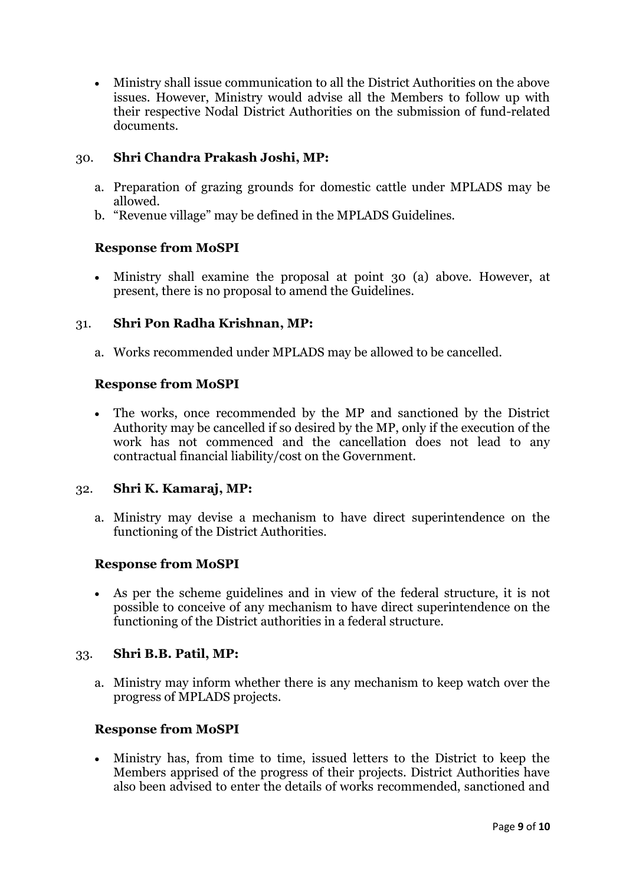- Ministry shall issue communication to all the District Authorities on the above issues. However, Ministry would advise all the Members to follow up with their respective Nodal District Authorities on the submission of fund-related documents.

30. **Shri Chandra Prakash Joshi, MP:**

    a. Preparation of grazing grounds for domestic cattle under MPLADS may be allowed.
    b. "Revenue village" may be defined in the MPLADS Guidelines.

**Response from MoSPI**

- Ministry shall examine the proposal at point 30 (a) above. However, at present, there is no proposal to amend the Guidelines.

31. **Shri Pon Radha Krishnan, MP:**

    a. Works recommended under MPLADS may be allowed to be cancelled.

**Response from MoSPI**

- The works, once recommended by the MP and sanctioned by the District Authority may be cancelled if so desired by the MP, only if the execution of the work has not commenced and the cancellation does not lead to any contractual financial liability/cost on the Government.

32. **Shri K. Kamaraj, MP:**

    a. Ministry may devise a mechanism to have direct superintendence on the functioning of the District Authorities.

**Response from MoSPI**

- As per the scheme guidelines and in view of the federal structure, it is not possible to conceive of any mechanism to have direct superintendence on the functioning of the District authorities in a federal structure.

33. **Shri B.B. Patil, MP:**

    a. Ministry may inform whether there is any mechanism to keep watch over the progress of MPLADS projects.

**Response from MoSPI**

- Ministry has, from time to time, issued letters to the District to keep the Members apprised of the progress of their projects. District Authorities have also been advised to enter the details of works recommended, sanctioned and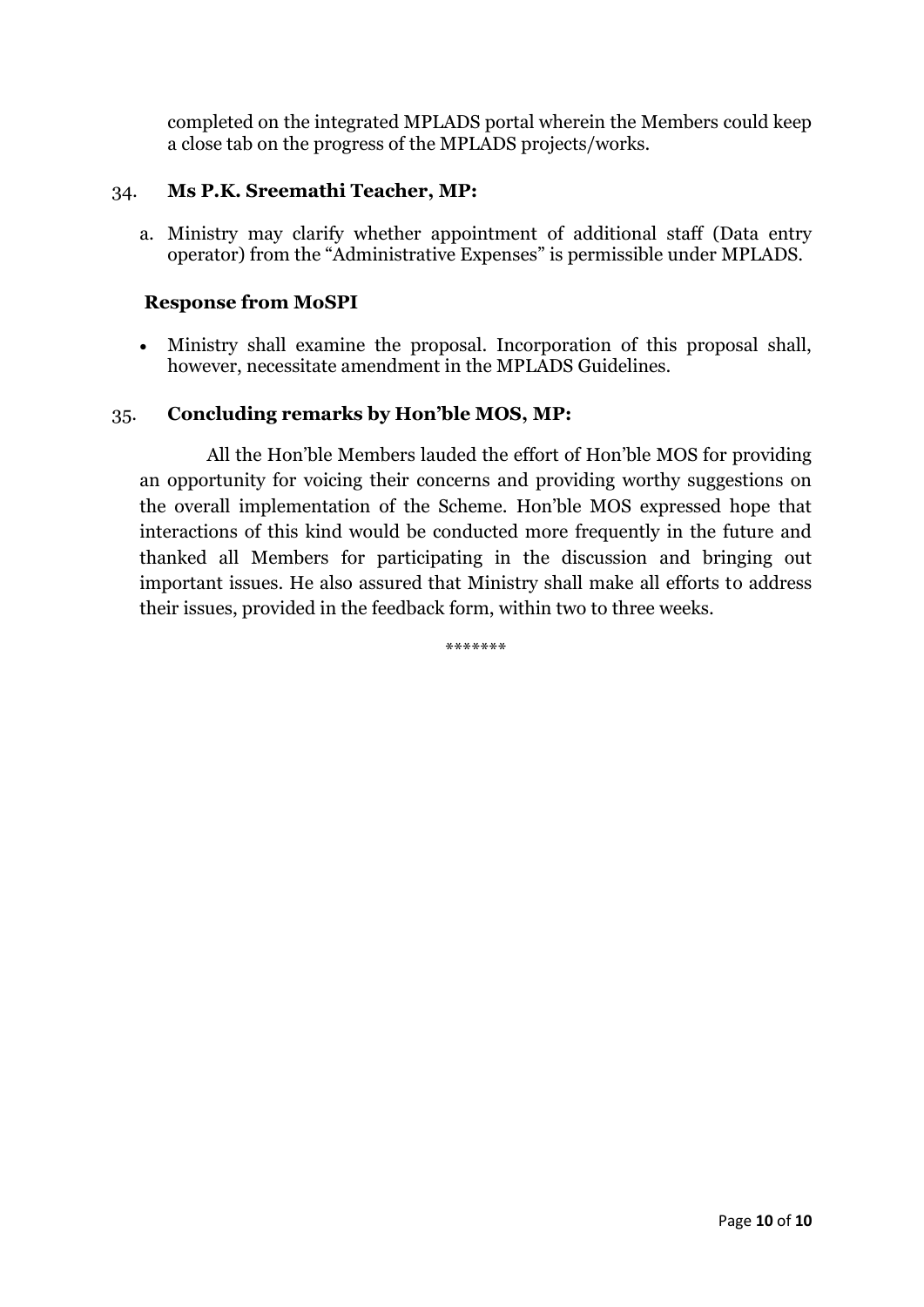completed on the integrated MPLADS portal wherein the Members could keep a close tab on the progress of the MPLADS projects/works.

34. **Ms P.K. Sreemathi Teacher, MP:**

   a. Ministry may clarify whether appointment of additional staff (Data entry operator) from the "Administrative Expenses" is permissible under MPLADS.

**Response from MoSPI**

- Ministry shall examine the proposal. Incorporation of this proposal shall, however, necessitate amendment in the MPLADS Guidelines.

35. **Concluding remarks by Hon'ble MOS, MP:**

All the Hon'ble Members lauded the effort of Hon'ble MOS for providing an opportunity for voicing their concerns and providing worthy suggestions on the overall implementation of the Scheme. Hon'ble MOS expressed hope that interactions of this kind would be conducted more frequently in the future and thanked all Members for participating in the discussion and bringing out important issues. He also assured that Ministry shall make all efforts to address their issues, provided in the feedback form, within two to three weeks.

*******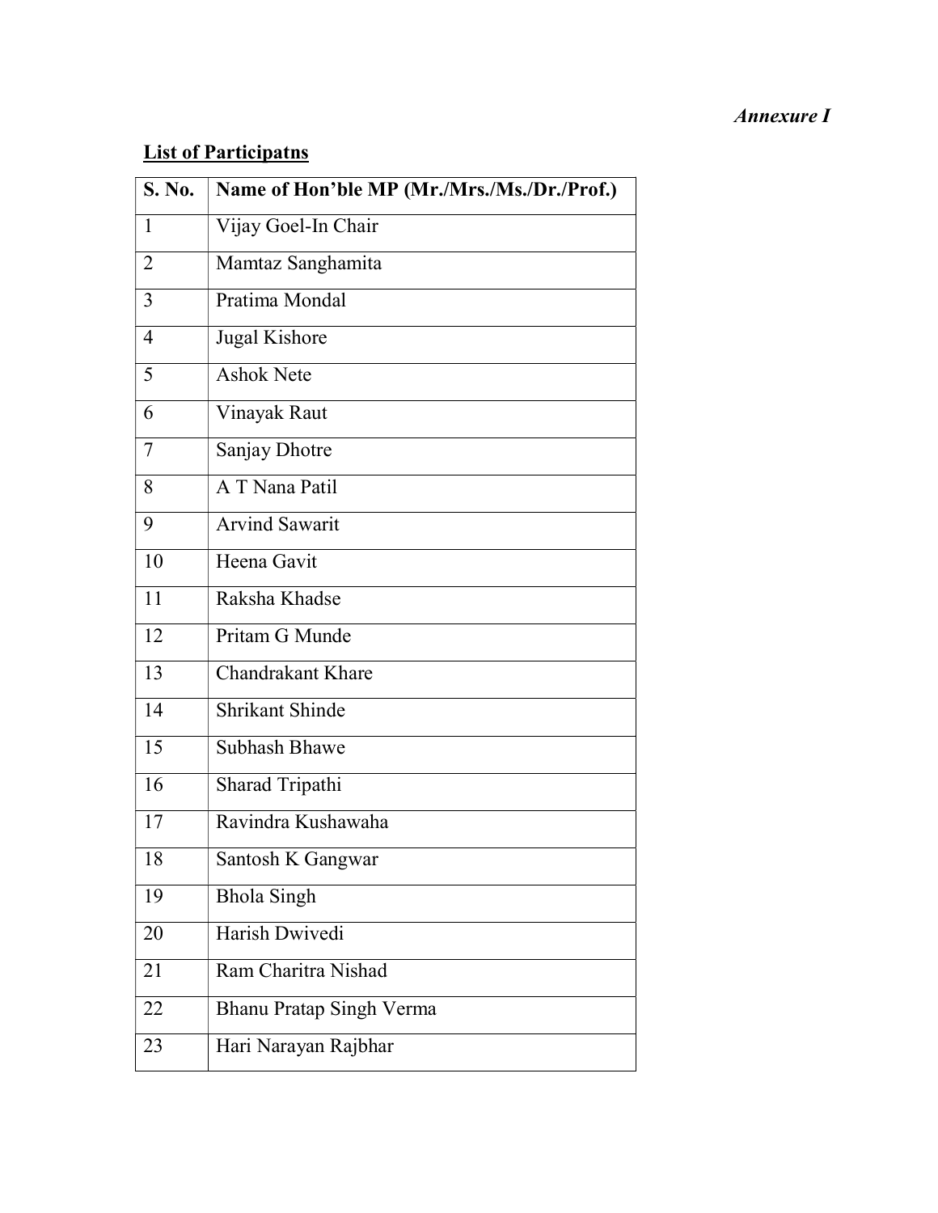*Annexure I*

**List of Participatns**

| S. No. | Name of Hon'ble MP (Mr./Mrs./Ms./Dr./Prof.) |
|---|---|
| 1 | Vijay Goel-In Chair |
| 2 | Mamtaz Sanghamita |
| 3 | Pratima Mondal |
| 4 | Jugal Kishore |
| 5 | Ashok Nete |
| 6 | Vinayak Raut |
| 7 | Sanjay Dhotre |
| 8 | A T Nana Patil |
| 9 | Arvind Sawarit |
| 10 | Heena Gavit |
| 11 | Raksha Khadse |
| 12 | Pritam G Munde |
| 13 | Chandrakant Khare |
| 14 | Shrikant Shinde |
| 15 | Subhash Bhawe |
| 16 | Sharad Tripathi |
| 17 | Ravindra Kushawaha |
| 18 | Santosh K Gangwar |
| 19 | Bhola Singh |
| 20 | Harish Dwivedi |
| 21 | Ram Charitra Nishad |
| 22 | Bhanu Pratap Singh Verma |
| 23 | Hari Narayan Rajbhar |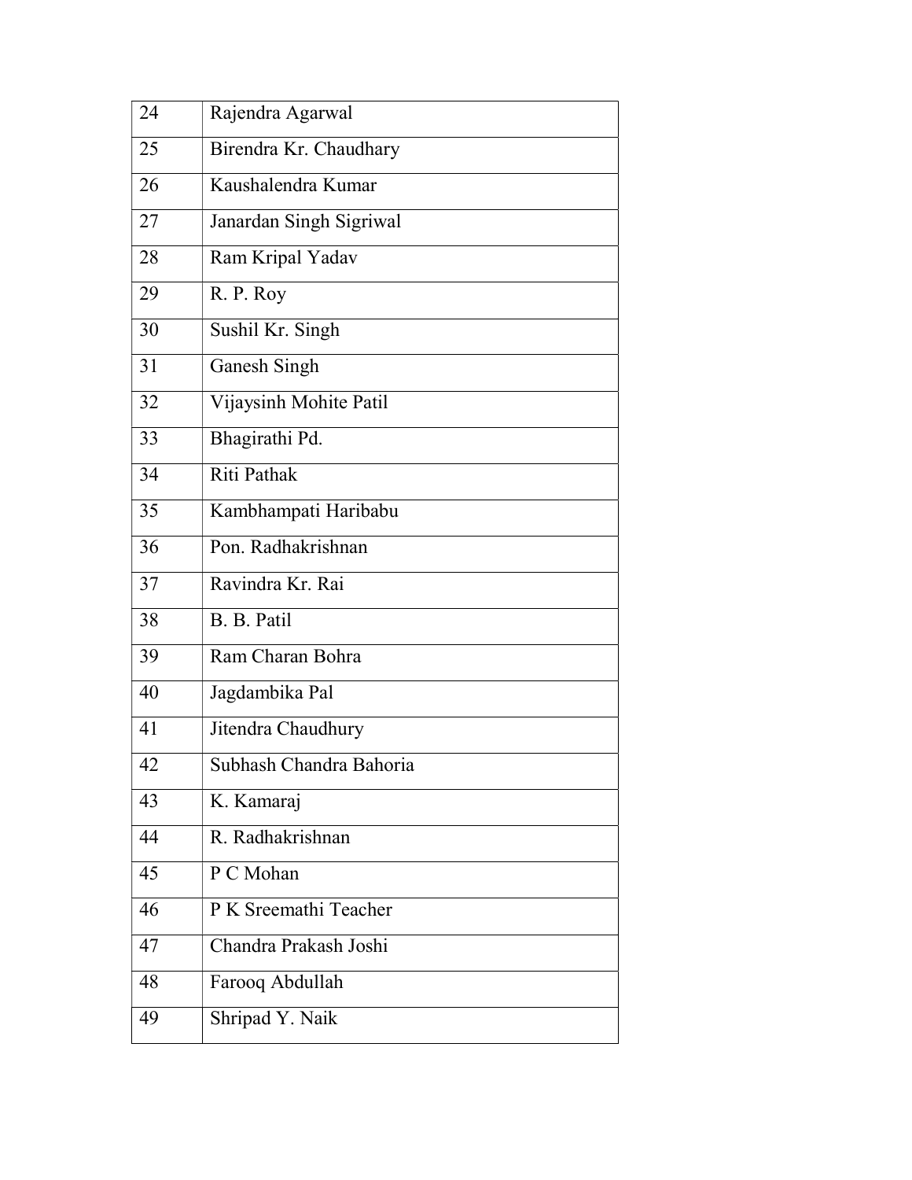| | |
|---|---|
| 24 | Rajendra Agarwal |
| 25 | Birendra Kr. Chaudhary |
| 26 | Kaushalendra Kumar |
| 27 | Janardan Singh Sigriwal |
| 28 | Ram Kripal Yadav |
| 29 | R. P. Roy |
| 30 | Sushil Kr. Singh |
| 31 | Ganesh Singh |
| 32 | Vijaysinh Mohite Patil |
| 33 | Bhagirathi Pd. |
| 34 | Riti Pathak |
| 35 | Kambhampati Haribabu |
| 36 | Pon. Radhakrishnan |
| 37 | Ravindra Kr. Rai |
| 38 | B. B. Patil |
| 39 | Ram Charan Bohra |
| 40 | Jagdambika Pal |
| 41 | Jitendra Chaudhury |
| 42 | Subhash Chandra Bahoria |
| 43 | K. Kamaraj |
| 44 | R. Radhakrishnan |
| 45 | P C Mohan |
| 46 | P K Sreemathi Teacher |
| 47 | Chandra Prakash Joshi |
| 48 | Farooq Abdullah |
| 49 | Shripad Y. Naik |